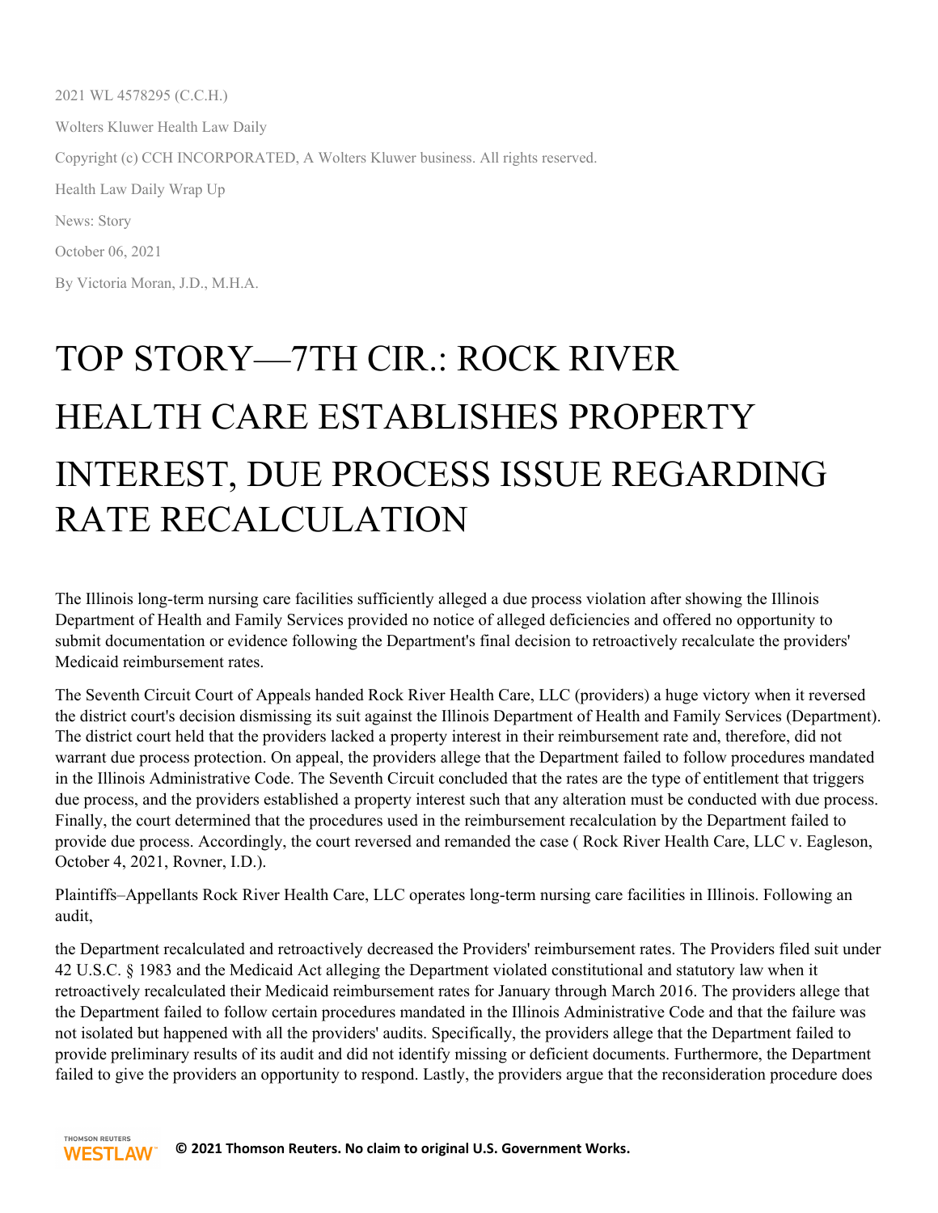2021 WL 4578295 (C.C.H.)

Wolters Kluwer Health Law Daily

Copyright (c) CCH INCORPORATED, A Wolters Kluwer business. All rights reserved.

Health Law Daily Wrap Up

News: Story

October 06, 2021

By Victoria Moran, J.D., M.H.A.

# TOP STORY—7TH CIR.: ROCK RIVER HEALTH CARE ESTABLISHES PROPERTY INTEREST, DUE PROCESS ISSUE REGARDING RATE RECALCULATION

The Illinois long-term nursing care facilities sufficiently alleged a due process violation after showing the Illinois Department of Health and Family Services provided no notice of alleged deficiencies and offered no opportunity to submit documentation or evidence following the Department's final decision to retroactively recalculate the providers' Medicaid reimbursement rates.

The Seventh Circuit Court of Appeals handed Rock River Health Care, LLC (providers) a huge victory when it reversed the district court's decision dismissing its suit against the Illinois Department of Health and Family Services (Department). The district court held that the providers lacked a property interest in their reimbursement rate and, therefore, did not warrant due process protection. On appeal, the providers allege that the Department failed to follow procedures mandated in the Illinois Administrative Code. The Seventh Circuit concluded that the rates are the type of entitlement that triggers due process, and the providers established a property interest such that any alteration must be conducted with due process. Finally, the court determined that the procedures used in the reimbursement recalculation by the Department failed to provide due process. Accordingly, the court reversed and remanded the case ( Rock River Health Care, LLC v. Eagleson, October 4, 2021, Rovner, I.D.).

Plaintiffs–Appellants Rock River Health Care, LLC operates long-term nursing care facilities in Illinois. Following an audit,

the Department recalculated and retroactively decreased the Providers' reimbursement rates. The Providers filed suit under 42 U.S.C. § 1983 and the Medicaid Act alleging the Department violated constitutional and statutory law when it retroactively recalculated their Medicaid reimbursement rates for January through March 2016. The providers allege that the Department failed to follow certain procedures mandated in the Illinois Administrative Code and that the failure was not isolated but happened with all the providers' audits. Specifically, the providers allege that the Department failed to provide preliminary results of its audit and did not identify missing or deficient documents. Furthermore, the Department failed to give the providers an opportunity to respond. Lastly, the providers argue that the reconsideration procedure does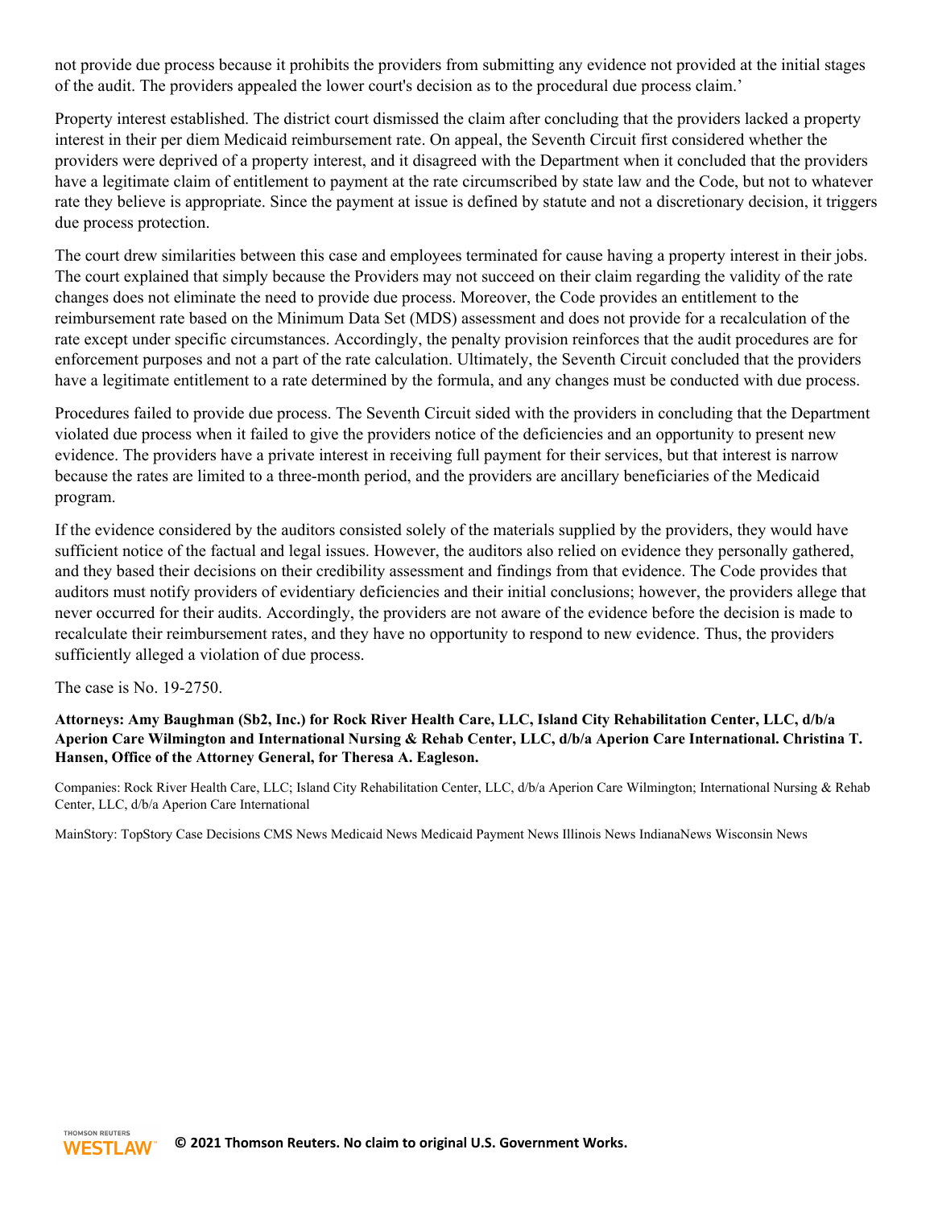not provide due process because it prohibits the providers from submitting any evidence not provided at the initial stages of the audit. The providers appealed the lower court's decision as to the procedural due process claim.'

Property interest established. The district court dismissed the claim after concluding that the providers lacked a property interest in their per diem Medicaid reimbursement rate. On appeal, the Seventh Circuit first considered whether the providers were deprived of a property interest, and it disagreed with the Department when it concluded that the providers have a legitimate claim of entitlement to payment at the rate circumscribed by state law and the Code, but not to whatever rate they believe is appropriate. Since the payment at issue is defined by statute and not a discretionary decision, it triggers due process protection.

The court drew similarities between this case and employees terminated for cause having a property interest in their jobs. The court explained that simply because the Providers may not succeed on their claim regarding the validity of the rate changes does not eliminate the need to provide due process. Moreover, the Code provides an entitlement to the reimbursement rate based on the Minimum Data Set (MDS) assessment and does not provide for a recalculation of the rate except under specific circumstances. Accordingly, the penalty provision reinforces that the audit procedures are for enforcement purposes and not a part of the rate calculation. Ultimately, the Seventh Circuit concluded that the providers have a legitimate entitlement to a rate determined by the formula, and any changes must be conducted with due process.

Procedures failed to provide due process. The Seventh Circuit sided with the providers in concluding that the Department violated due process when it failed to give the providers notice of the deficiencies and an opportunity to present new evidence. The providers have a private interest in receiving full payment for their services, but that interest is narrow because the rates are limited to a three-month period, and the providers are ancillary beneficiaries of the Medicaid program.

If the evidence considered by the auditors consisted solely of the materials supplied by the providers, they would have sufficient notice of the factual and legal issues. However, the auditors also relied on evidence they personally gathered, and they based their decisions on their credibility assessment and findings from that evidence. The Code provides that auditors must notify providers of evidentiary deficiencies and their initial conclusions; however, the providers allege that never occurred for their audits. Accordingly, the providers are not aware of the evidence before the decision is made to recalculate their reimbursement rates, and they have no opportunity to respond to new evidence. Thus, the providers sufficiently alleged a violation of due process.

The case is No. 19-2750.

**Attorneys: Amy Baughman (Sb2, Inc.) for Rock River Health Care, LLC, Island City Rehabilitation Center, LLC, d/b/a Aperion Care Wilmington and International Nursing & Rehab Center, LLC, d/b/a Aperion Care International. Christina T. Hansen, Office of the Attorney General, for Theresa A. Eagleson.**

Companies: Rock River Health Care, LLC; Island City Rehabilitation Center, LLC, d/b/a Aperion Care Wilmington; International Nursing & Rehab Center, LLC, d/b/a Aperion Care International

MainStory: TopStory Case Decisions CMS News Medicaid News Medicaid Payment News Illinois News IndianaNews Wisconsin News